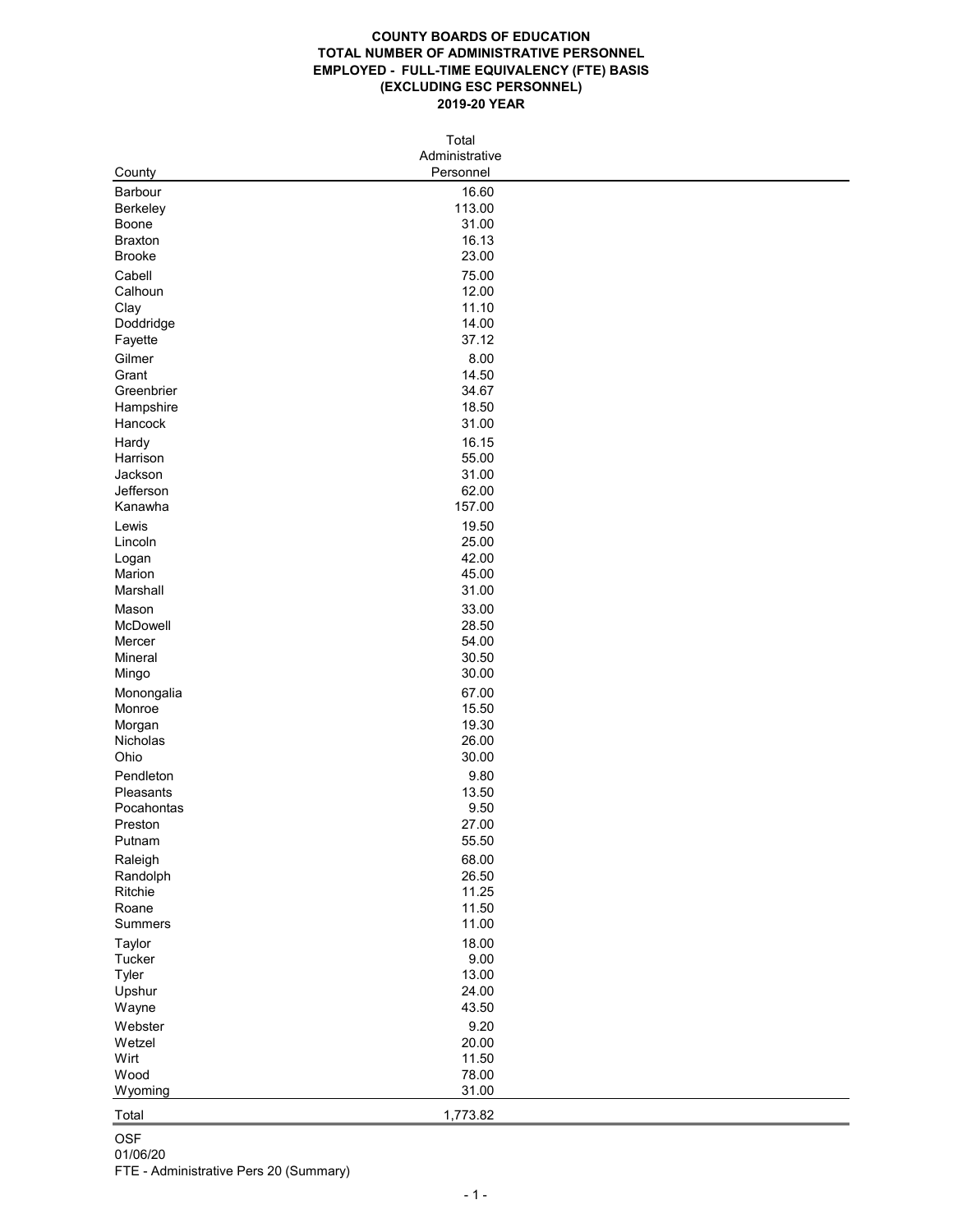**COUNTY BOARDS OF EDUCATION**
**TOTAL NUMBER OF ADMINISTRATIVE PERSONNEL**
**EMPLOYED - FULL-TIME EQUIVALENCY (FTE) BASIS**
**(EXCLUDING ESC PERSONNEL)**
**2019-20 YEAR**

| County | Total Administrative Personnel |
|---|---|
| Barbour | 16.60 |
| Berkeley | 113.00 |
| Boone | 31.00 |
| Braxton | 16.13 |
| Brooke | 23.00 |
| Cabell | 75.00 |
| Calhoun | 12.00 |
| Clay | 11.10 |
| Doddridge | 14.00 |
| Fayette | 37.12 |
| Gilmer | 8.00 |
| Grant | 14.50 |
| Greenbrier | 34.67 |
| Hampshire | 18.50 |
| Hancock | 31.00 |
| Hardy | 16.15 |
| Harrison | 55.00 |
| Jackson | 31.00 |
| Jefferson | 62.00 |
| Kanawha | 157.00 |
| Lewis | 19.50 |
| Lincoln | 25.00 |
| Logan | 42.00 |
| Marion | 45.00 |
| Marshall | 31.00 |
| Mason | 33.00 |
| McDowell | 28.50 |
| Mercer | 54.00 |
| Mineral | 30.50 |
| Mingo | 30.00 |
| Monongalia | 67.00 |
| Monroe | 15.50 |
| Morgan | 19.30 |
| Nicholas | 26.00 |
| Ohio | 30.00 |
| Pendleton | 9.80 |
| Pleasants | 13.50 |
| Pocahontas | 9.50 |
| Preston | 27.00 |
| Putnam | 55.50 |
| Raleigh | 68.00 |
| Randolph | 26.50 |
| Ritchie | 11.25 |
| Roane | 11.50 |
| Summers | 11.00 |
| Taylor | 18.00 |
| Tucker | 9.00 |
| Tyler | 13.00 |
| Upshur | 24.00 |
| Wayne | 43.50 |
| Webster | 9.20 |
| Wetzel | 20.00 |
| Wirt | 11.50 |
| Wood | 78.00 |
| Wyoming | 31.00 |
| Total | 1,773.82 |

OSF
01/06/20
FTE - Administrative Pers 20 (Summary)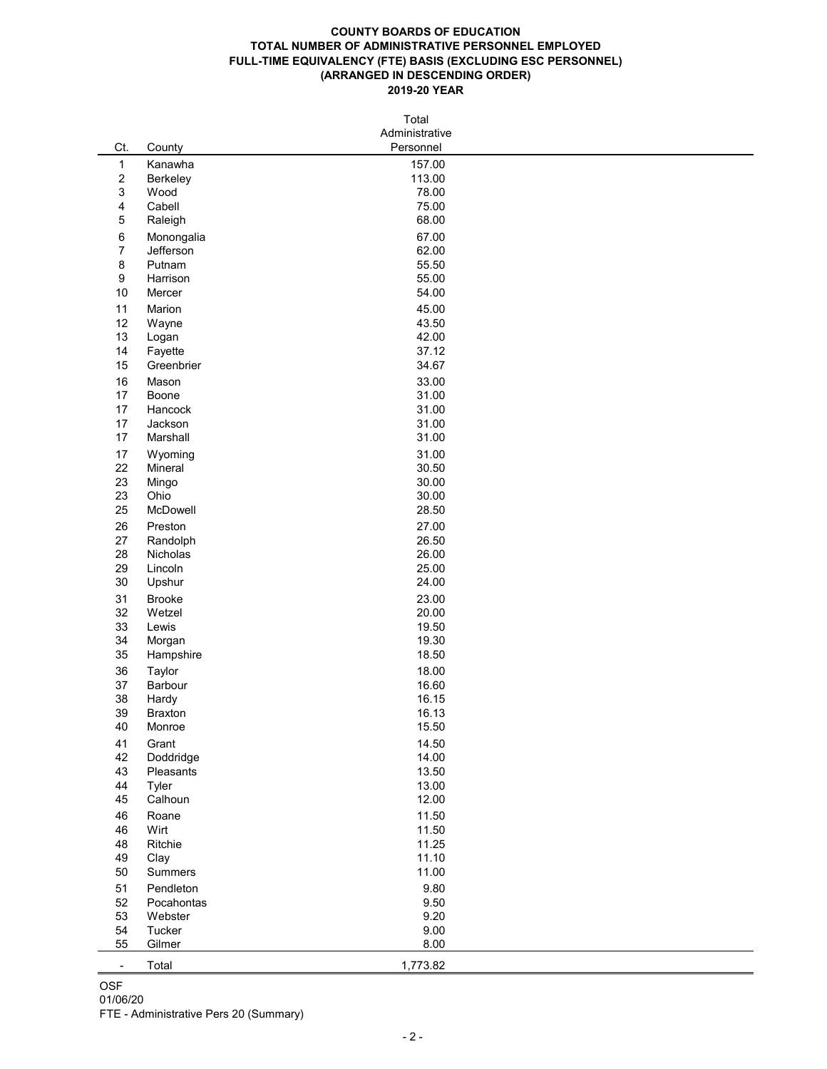**COUNTY BOARDS OF EDUCATION**
**TOTAL NUMBER OF ADMINISTRATIVE PERSONNEL EMPLOYED**
**FULL-TIME EQUIVALENCY (FTE) BASIS (EXCLUDING ESC PERSONNEL)**
**(ARRANGED IN DESCENDING ORDER)**
**2019-20 YEAR**

| Ct. | County | Total Administrative Personnel |
|---|---|---|
| 1 | Kanawha | 157.00 |
| 2 | Berkeley | 113.00 |
| 3 | Wood | 78.00 |
| 4 | Cabell | 75.00 |
| 5 | Raleigh | 68.00 |
| 6 | Monongalia | 67.00 |
| 7 | Jefferson | 62.00 |
| 8 | Putnam | 55.50 |
| 9 | Harrison | 55.00 |
| 10 | Mercer | 54.00 |
| 11 | Marion | 45.00 |
| 12 | Wayne | 43.50 |
| 13 | Logan | 42.00 |
| 14 | Fayette | 37.12 |
| 15 | Greenbrier | 34.67 |
| 16 | Mason | 33.00 |
| 17 | Boone | 31.00 |
| 17 | Hancock | 31.00 |
| 17 | Jackson | 31.00 |
| 17 | Marshall | 31.00 |
| 17 | Wyoming | 31.00 |
| 22 | Mineral | 30.50 |
| 23 | Mingo | 30.00 |
| 23 | Ohio | 30.00 |
| 25 | McDowell | 28.50 |
| 26 | Preston | 27.00 |
| 27 | Randolph | 26.50 |
| 28 | Nicholas | 26.00 |
| 29 | Lincoln | 25.00 |
| 30 | Upshur | 24.00 |
| 31 | Brooke | 23.00 |
| 32 | Wetzel | 20.00 |
| 33 | Lewis | 19.50 |
| 34 | Morgan | 19.30 |
| 35 | Hampshire | 18.50 |
| 36 | Taylor | 18.00 |
| 37 | Barbour | 16.60 |
| 38 | Hardy | 16.15 |
| 39 | Braxton | 16.13 |
| 40 | Monroe | 15.50 |
| 41 | Grant | 14.50 |
| 42 | Doddridge | 14.00 |
| 43 | Pleasants | 13.50 |
| 44 | Tyler | 13.00 |
| 45 | Calhoun | 12.00 |
| 46 | Roane | 11.50 |
| 46 | Wirt | 11.50 |
| 48 | Ritchie | 11.25 |
| 49 | Clay | 11.10 |
| 50 | Summers | 11.00 |
| 51 | Pendleton | 9.80 |
| 52 | Pocahontas | 9.50 |
| 53 | Webster | 9.20 |
| 54 | Tucker | 9.00 |
| 55 | Gilmer | 8.00 |
| - | Total | 1,773.82 |

OSF
01/06/20
FTE - Administrative Pers 20 (Summary)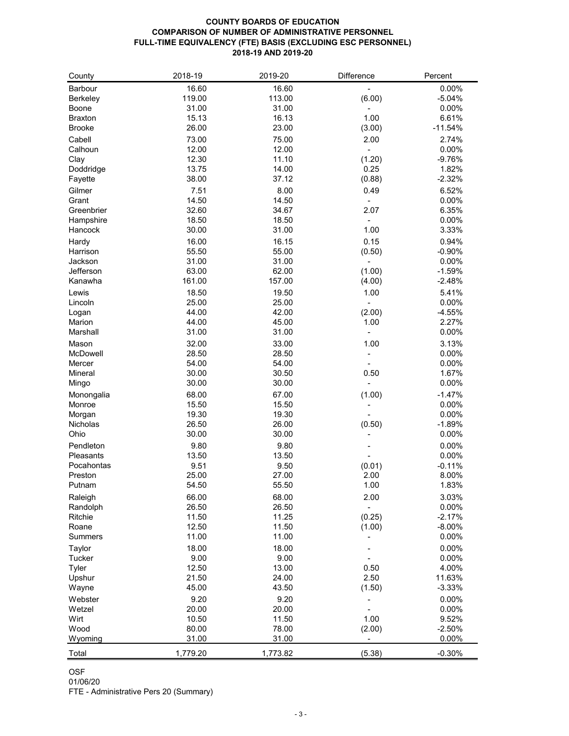**COUNTY BOARDS OF EDUCATION**
**COMPARISON OF NUMBER OF ADMINISTRATIVE PERSONNEL**
**FULL-TIME EQUIVALENCY (FTE) BASIS (EXCLUDING ESC PERSONNEL)**
**2018-19 AND 2019-20**

| County | 2018-19 | 2019-20 | Difference | Percent |
|---|---|---|---|---|
| Barbour | 16.60 | 16.60 | - | 0.00% |
| Berkeley | 119.00 | 113.00 | (6.00) | -5.04% |
| Boone | 31.00 | 31.00 | - | 0.00% |
| Braxton | 15.13 | 16.13 | 1.00 | 6.61% |
| Brooke | 26.00 | 23.00 | (3.00) | -11.54% |
| Cabell | 73.00 | 75.00 | 2.00 | 2.74% |
| Calhoun | 12.00 | 12.00 | - | 0.00% |
| Clay | 12.30 | 11.10 | (1.20) | -9.76% |
| Doddridge | 13.75 | 14.00 | 0.25 | 1.82% |
| Fayette | 38.00 | 37.12 | (0.88) | -2.32% |
| Gilmer | 7.51 | 8.00 | 0.49 | 6.52% |
| Grant | 14.50 | 14.50 | - | 0.00% |
| Greenbrier | 32.60 | 34.67 | 2.07 | 6.35% |
| Hampshire | 18.50 | 18.50 | - | 0.00% |
| Hancock | 30.00 | 31.00 | 1.00 | 3.33% |
| Hardy | 16.00 | 16.15 | 0.15 | 0.94% |
| Harrison | 55.50 | 55.00 | (0.50) | -0.90% |
| Jackson | 31.00 | 31.00 | - | 0.00% |
| Jefferson | 63.00 | 62.00 | (1.00) | -1.59% |
| Kanawha | 161.00 | 157.00 | (4.00) | -2.48% |
| Lewis | 18.50 | 19.50 | 1.00 | 5.41% |
| Lincoln | 25.00 | 25.00 | - | 0.00% |
| Logan | 44.00 | 42.00 | (2.00) | -4.55% |
| Marion | 44.00 | 45.00 | 1.00 | 2.27% |
| Marshall | 31.00 | 31.00 | - | 0.00% |
| Mason | 32.00 | 33.00 | 1.00 | 3.13% |
| McDowell | 28.50 | 28.50 | - | 0.00% |
| Mercer | 54.00 | 54.00 | - | 0.00% |
| Mineral | 30.00 | 30.50 | 0.50 | 1.67% |
| Mingo | 30.00 | 30.00 | - | 0.00% |
| Monongalia | 68.00 | 67.00 | (1.00) | -1.47% |
| Monroe | 15.50 | 15.50 | - | 0.00% |
| Morgan | 19.30 | 19.30 | - | 0.00% |
| Nicholas | 26.50 | 26.00 | (0.50) | -1.89% |
| Ohio | 30.00 | 30.00 | - | 0.00% |
| Pendleton | 9.80 | 9.80 | - | 0.00% |
| Pleasants | 13.50 | 13.50 | - | 0.00% |
| Pocahontas | 9.51 | 9.50 | (0.01) | -0.11% |
| Preston | 25.00 | 27.00 | 2.00 | 8.00% |
| Putnam | 54.50 | 55.50 | 1.00 | 1.83% |
| Raleigh | 66.00 | 68.00 | 2.00 | 3.03% |
| Randolph | 26.50 | 26.50 | - | 0.00% |
| Ritchie | 11.50 | 11.25 | (0.25) | -2.17% |
| Roane | 12.50 | 11.50 | (1.00) | -8.00% |
| Summers | 11.00 | 11.00 | - | 0.00% |
| Taylor | 18.00 | 18.00 | - | 0.00% |
| Tucker | 9.00 | 9.00 | - | 0.00% |
| Tyler | 12.50 | 13.00 | 0.50 | 4.00% |
| Upshur | 21.50 | 24.00 | 2.50 | 11.63% |
| Wayne | 45.00 | 43.50 | (1.50) | -3.33% |
| Webster | 9.20 | 9.20 | - | 0.00% |
| Wetzel | 20.00 | 20.00 | - | 0.00% |
| Wirt | 10.50 | 11.50 | 1.00 | 9.52% |
| Wood | 80.00 | 78.00 | (2.00) | -2.50% |
| Wyoming | 31.00 | 31.00 | - | 0.00% |
| Total | 1,779.20 | 1,773.82 | (5.38) | -0.30% |

OSF
01/06/20
FTE - Administrative Pers 20 (Summary)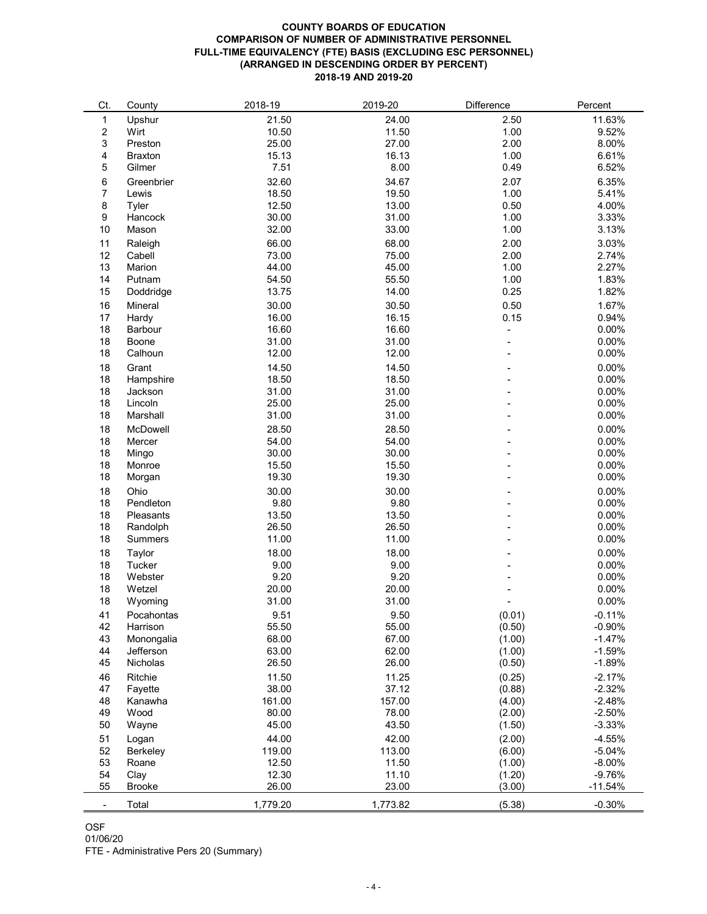**COUNTY BOARDS OF EDUCATION**
**COMPARISON OF NUMBER OF ADMINISTRATIVE PERSONNEL**
**FULL-TIME EQUIVALENCY (FTE) BASIS (EXCLUDING ESC PERSONNEL)**
**(ARRANGED IN DESCENDING ORDER BY PERCENT)**
**2018-19 AND 2019-20**

| Ct. | County | 2018-19 | 2019-20 | Difference | Percent |
|---|---|---|---|---|---|
| 1 | Upshur | 21.50 | 24.00 | 2.50 | 11.63% |
| 2 | Wirt | 10.50 | 11.50 | 1.00 | 9.52% |
| 3 | Preston | 25.00 | 27.00 | 2.00 | 8.00% |
| 4 | Braxton | 15.13 | 16.13 | 1.00 | 6.61% |
| 5 | Gilmer | 7.51 | 8.00 | 0.49 | 6.52% |
| 6 | Greenbrier | 32.60 | 34.67 | 2.07 | 6.35% |
| 7 | Lewis | 18.50 | 19.50 | 1.00 | 5.41% |
| 8 | Tyler | 12.50 | 13.00 | 0.50 | 4.00% |
| 9 | Hancock | 30.00 | 31.00 | 1.00 | 3.33% |
| 10 | Mason | 32.00 | 33.00 | 1.00 | 3.13% |
| 11 | Raleigh | 66.00 | 68.00 | 2.00 | 3.03% |
| 12 | Cabell | 73.00 | 75.00 | 2.00 | 2.74% |
| 13 | Marion | 44.00 | 45.00 | 1.00 | 2.27% |
| 14 | Putnam | 54.50 | 55.50 | 1.00 | 1.83% |
| 15 | Doddridge | 13.75 | 14.00 | 0.25 | 1.82% |
| 16 | Mineral | 30.00 | 30.50 | 0.50 | 1.67% |
| 17 | Hardy | 16.00 | 16.15 | 0.15 | 0.94% |
| 18 | Barbour | 16.60 | 16.60 | - | 0.00% |
| 18 | Boone | 31.00 | 31.00 | - | 0.00% |
| 18 | Calhoun | 12.00 | 12.00 | - | 0.00% |
| 18 | Grant | 14.50 | 14.50 | - | 0.00% |
| 18 | Hampshire | 18.50 | 18.50 | - | 0.00% |
| 18 | Jackson | 31.00 | 31.00 | - | 0.00% |
| 18 | Lincoln | 25.00 | 25.00 | - | 0.00% |
| 18 | Marshall | 31.00 | 31.00 | - | 0.00% |
| 18 | McDowell | 28.50 | 28.50 | - | 0.00% |
| 18 | Mercer | 54.00 | 54.00 | - | 0.00% |
| 18 | Mingo | 30.00 | 30.00 | - | 0.00% |
| 18 | Monroe | 15.50 | 15.50 | - | 0.00% |
| 18 | Morgan | 19.30 | 19.30 | - | 0.00% |
| 18 | Ohio | 30.00 | 30.00 | - | 0.00% |
| 18 | Pendleton | 9.80 | 9.80 | - | 0.00% |
| 18 | Pleasants | 13.50 | 13.50 | - | 0.00% |
| 18 | Randolph | 26.50 | 26.50 | - | 0.00% |
| 18 | Summers | 11.00 | 11.00 | - | 0.00% |
| 18 | Taylor | 18.00 | 18.00 | - | 0.00% |
| 18 | Tucker | 9.00 | 9.00 | - | 0.00% |
| 18 | Webster | 9.20 | 9.20 | - | 0.00% |
| 18 | Wetzel | 20.00 | 20.00 | - | 0.00% |
| 18 | Wyoming | 31.00 | 31.00 | - | 0.00% |
| 41 | Pocahontas | 9.51 | 9.50 | (0.01) | -0.11% |
| 42 | Harrison | 55.50 | 55.00 | (0.50) | -0.90% |
| 43 | Monongalia | 68.00 | 67.00 | (1.00) | -1.47% |
| 44 | Jefferson | 63.00 | 62.00 | (1.00) | -1.59% |
| 45 | Nicholas | 26.50 | 26.00 | (0.50) | -1.89% |
| 46 | Ritchie | 11.50 | 11.25 | (0.25) | -2.17% |
| 47 | Fayette | 38.00 | 37.12 | (0.88) | -2.32% |
| 48 | Kanawha | 161.00 | 157.00 | (4.00) | -2.48% |
| 49 | Wood | 80.00 | 78.00 | (2.00) | -2.50% |
| 50 | Wayne | 45.00 | 43.50 | (1.50) | -3.33% |
| 51 | Logan | 44.00 | 42.00 | (2.00) | -4.55% |
| 52 | Berkeley | 119.00 | 113.00 | (6.00) | -5.04% |
| 53 | Roane | 12.50 | 11.50 | (1.00) | -8.00% |
| 54 | Clay | 12.30 | 11.10 | (1.20) | -9.76% |
| 55 | Brooke | 26.00 | 23.00 | (3.00) | -11.54% |
| - | Total | 1,779.20 | 1,773.82 | (5.38) | -0.30% |

OSF
01/06/20
FTE - Administrative Pers 20 (Summary)